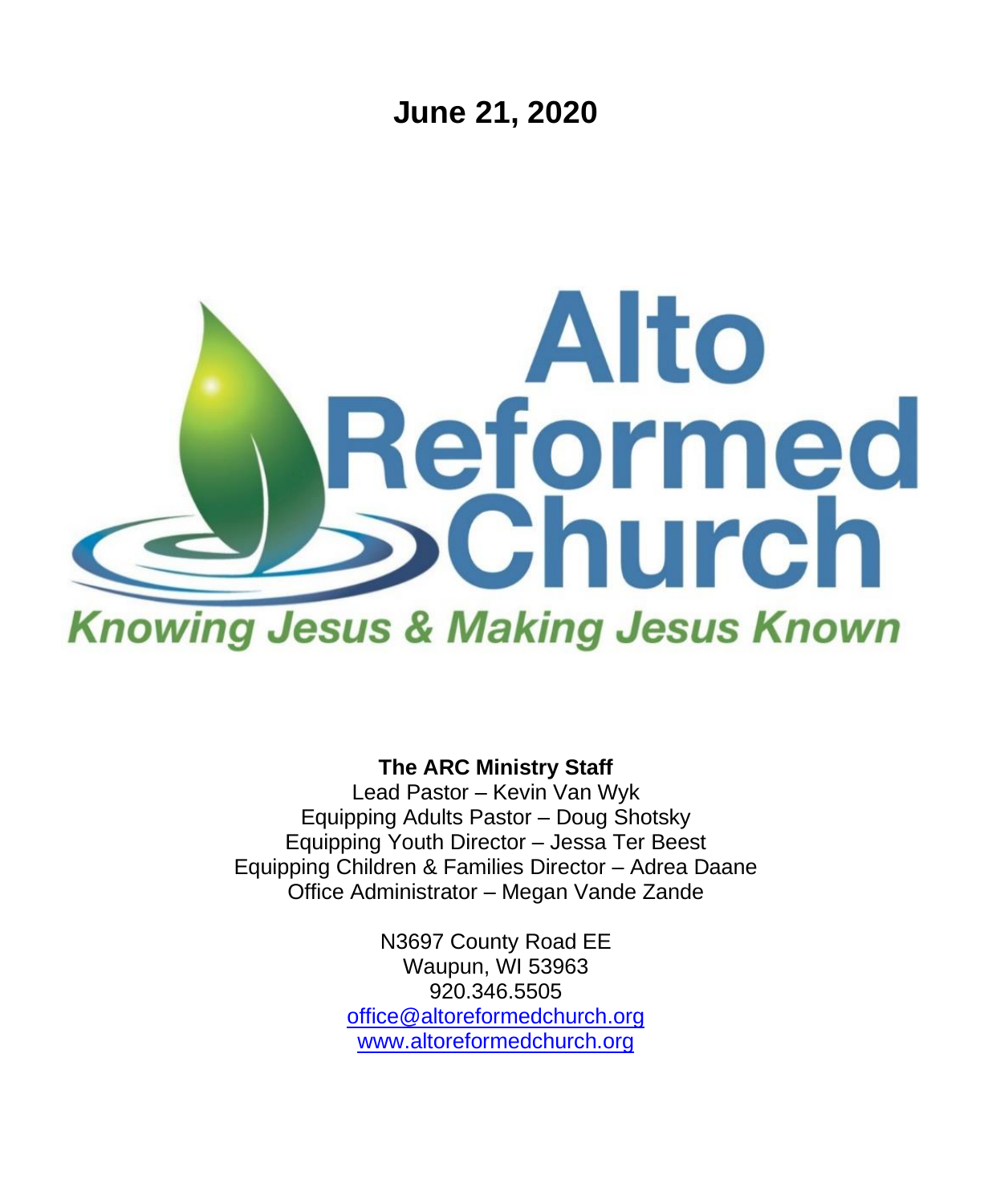# June 21, 2020

# Alto Reformed Church

*Knowing Jesus & Making Jesus Known*

**The ARC Ministry Staff**

Lead Pastor – Kevin Van Wyk
Equipping Adults Pastor – Doug Shotsky
Equipping Youth Director – Jessa Ter Beest
Equipping Children & Families Director – Adrea Daane
Office Administrator – Megan Vande Zande

N3697 County Road EE
Waupun, WI 53963
920.346.5505
office@altoreformedchurch.org
www.altoreformedchurch.org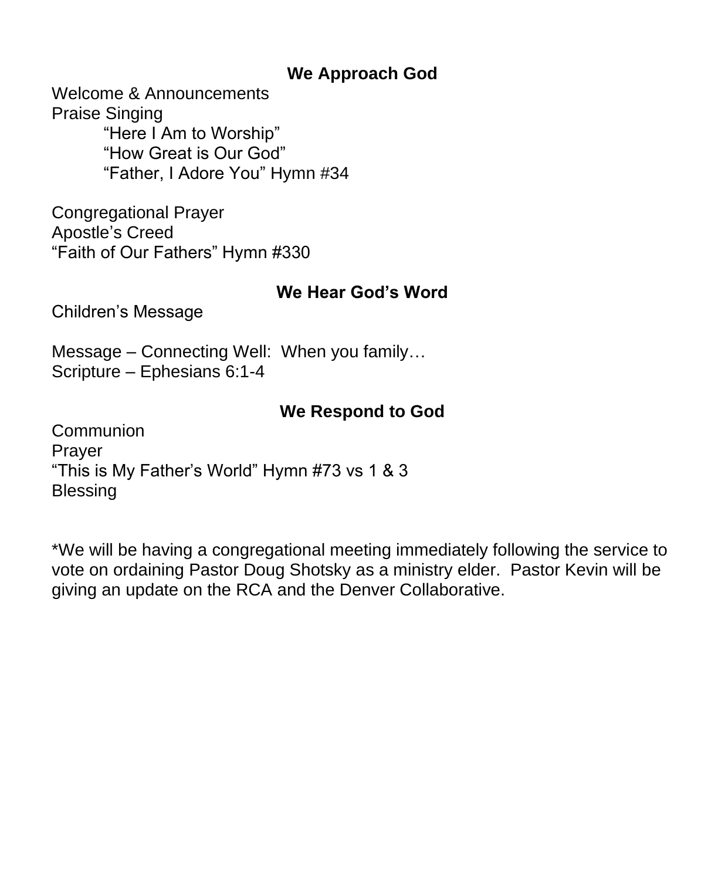## We Approach God

Welcome & Announcements
Praise Singing

> "Here I Am to Worship"
> "How Great is Our God"
> "Father, I Adore You" Hymn #34

Congregational Prayer
Apostle's Creed
"Faith of Our Fathers" Hymn #330

## We Hear God's Word

Children's Message

Message – Connecting Well: When you family…
Scripture – Ephesians 6:1-4

## We Respond to God

Communion
Prayer
"This is My Father's World" Hymn #73 vs 1 & 3
Blessing

*We will be having a congregational meeting immediately following the service to vote on ordaining Pastor Doug Shotsky as a ministry elder. Pastor Kevin will be giving an update on the RCA and the Denver Collaborative.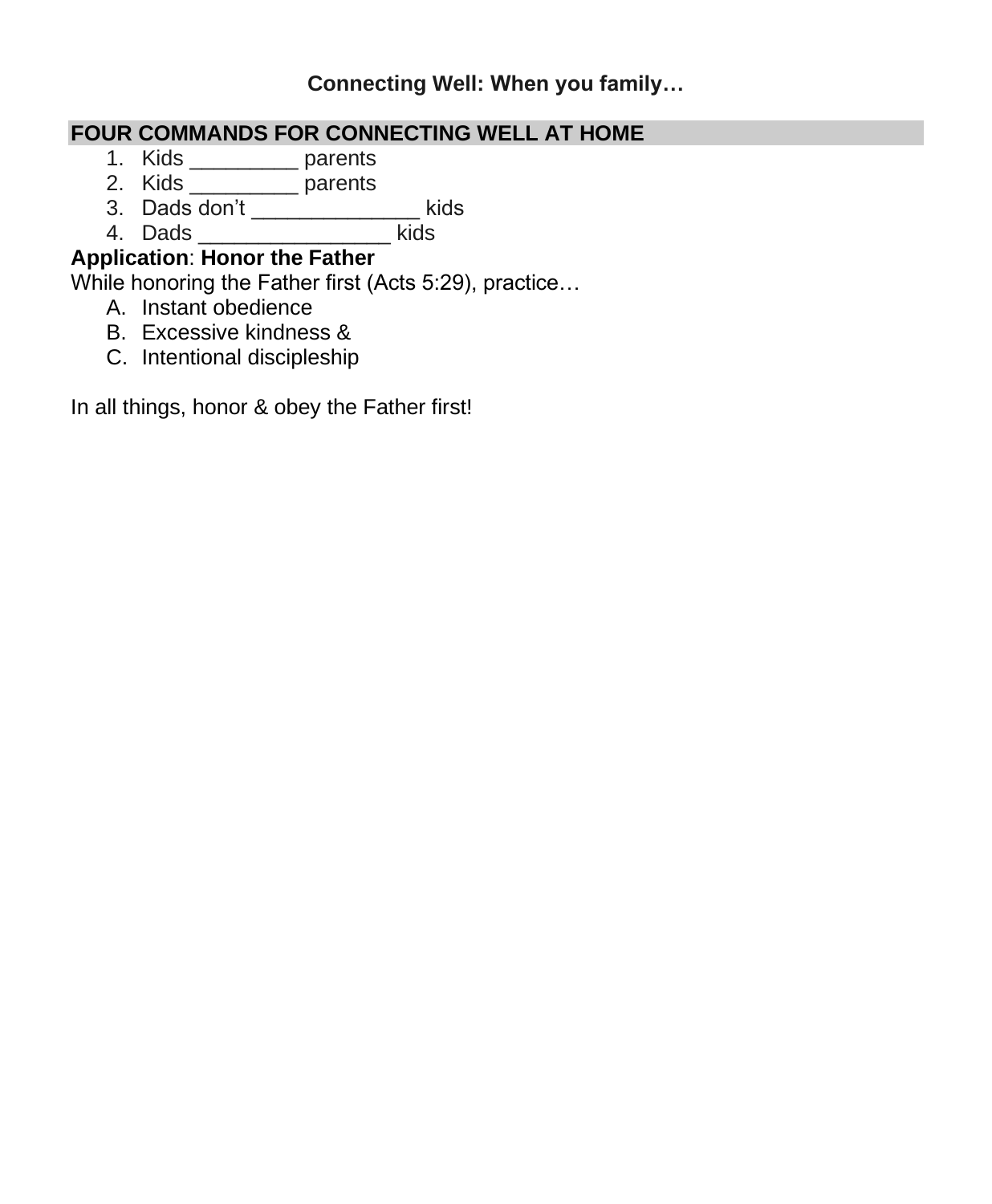**Connecting Well: When you family…**

## FOUR COMMANDS FOR CONNECTING WELL AT HOME

1. Kids _________ parents
2. Kids _________ parents
3. Dads don't ______________ kids
4. Dads ________________ kids

**Application**: **Honor the Father**

While honoring the Father first (Acts 5:29), practice…

A. Instant obedience
B. Excessive kindness &
C. Intentional discipleship

In all things, honor & obey the Father first!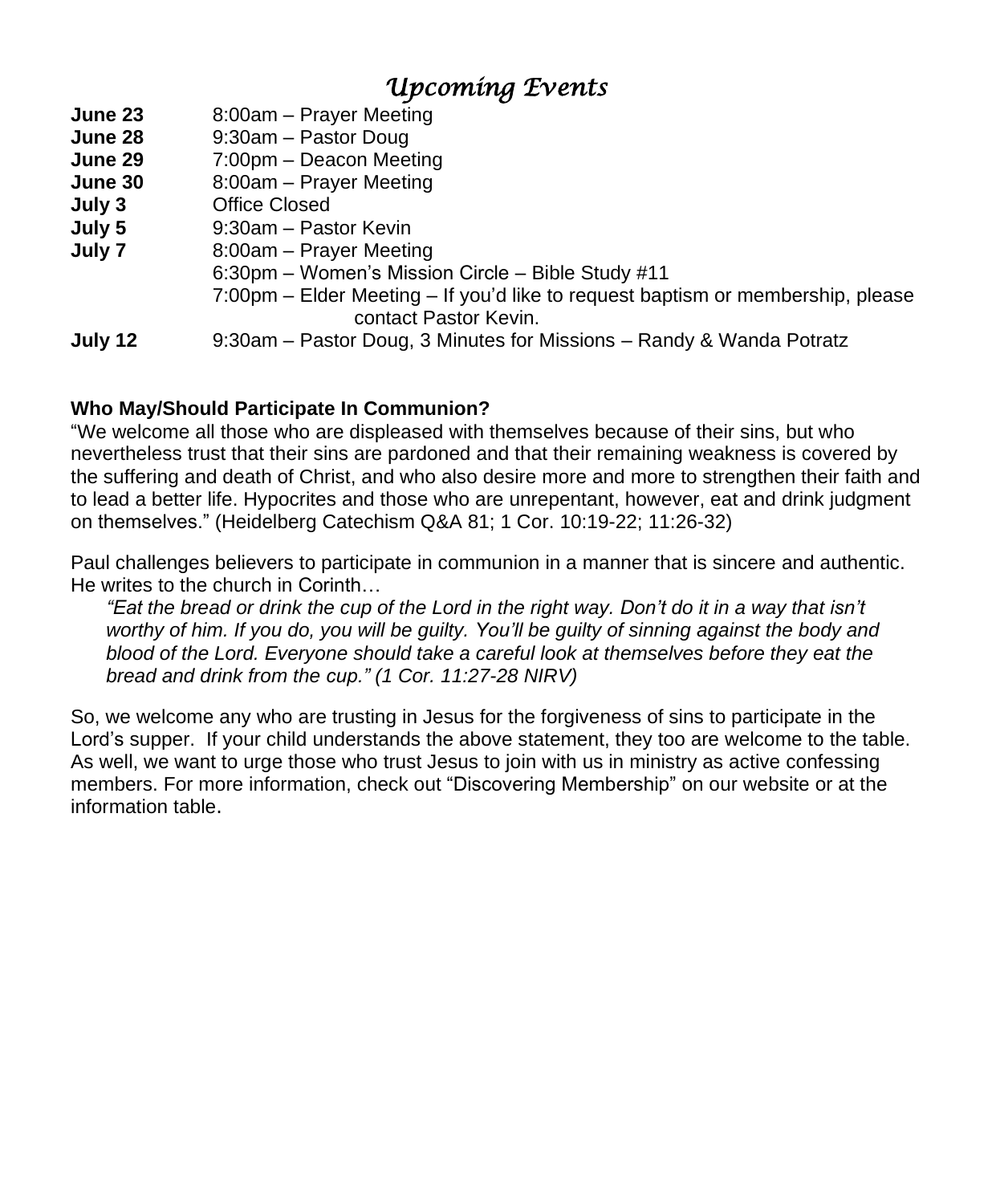# *Upcoming Events*

| | |
|---|---|
| **June 23** | 8:00am – Prayer Meeting |
| **June 28** | 9:30am – Pastor Doug |
| **June 29** | 7:00pm – Deacon Meeting |
| **June 30** | 8:00am – Prayer Meeting |
| **July 3** | Office Closed |
| **July 5** | 9:30am – Pastor Kevin |
| **July 7** | 8:00am – Prayer Meeting |
| | 6:30pm – Women's Mission Circle – Bible Study #11 |
| | 7:00pm – Elder Meeting – If you'd like to request baptism or membership, please contact Pastor Kevin. |
| **July 12** | 9:30am – Pastor Doug, 3 Minutes for Missions – Randy & Wanda Potratz |

**Who May/Should Participate In Communion?**

"We welcome all those who are displeased with themselves because of their sins, but who nevertheless trust that their sins are pardoned and that their remaining weakness is covered by the suffering and death of Christ, and who also desire more and more to strengthen their faith and to lead a better life. Hypocrites and those who are unrepentant, however, eat and drink judgment on themselves." (Heidelberg Catechism Q&A 81; 1 Cor. 10:19-22; 11:26-32)

Paul challenges believers to participate in communion in a manner that is sincere and authentic. He writes to the church in Corinth…

> *"Eat the bread or drink the cup of the Lord in the right way. Don't do it in a way that isn't worthy of him. If you do, you will be guilty. You'll be guilty of sinning against the body and blood of the Lord. Everyone should take a careful look at themselves before they eat the bread and drink from the cup." (1 Cor. 11:27-28 NIRV)*

So, we welcome any who are trusting in Jesus for the forgiveness of sins to participate in the Lord's supper. If your child understands the above statement, they too are welcome to the table. As well, we want to urge those who trust Jesus to join with us in ministry as active confessing members. For more information, check out "Discovering Membership" on our website or at the information table.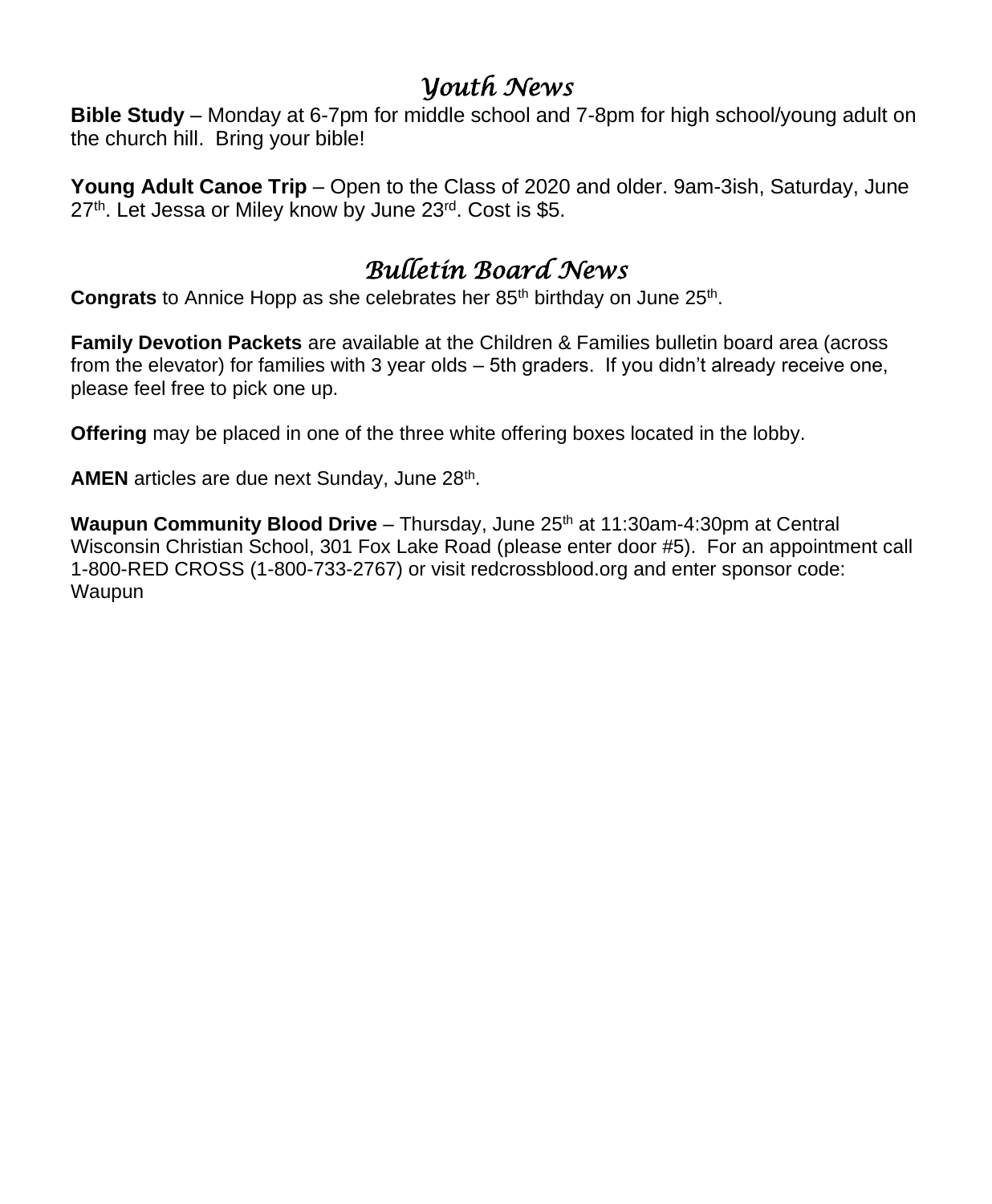## *Youth News*

**Bible Study** – Monday at 6-7pm for middle school and 7-8pm for high school/young adult on the church hill. Bring your bible!

**Young Adult Canoe Trip** – Open to the Class of 2020 and older. 9am-3ish, Saturday, June 27th. Let Jessa or Miley know by June 23rd. Cost is $5.

## *Bulletin Board News*

**Congrats** to Annice Hopp as she celebrates her 85th birthday on June 25th.

**Family Devotion Packets** are available at the Children & Families bulletin board area (across from the elevator) for families with 3 year olds – 5th graders. If you didn't already receive one, please feel free to pick one up.

**Offering** may be placed in one of the three white offering boxes located in the lobby.

**AMEN** articles are due next Sunday, June 28th.

**Waupun Community Blood Drive** – Thursday, June 25th at 11:30am-4:30pm at Central Wisconsin Christian School, 301 Fox Lake Road (please enter door #5). For an appointment call 1-800-RED CROSS (1-800-733-2767) or visit redcrossblood.org and enter sponsor code: Waupun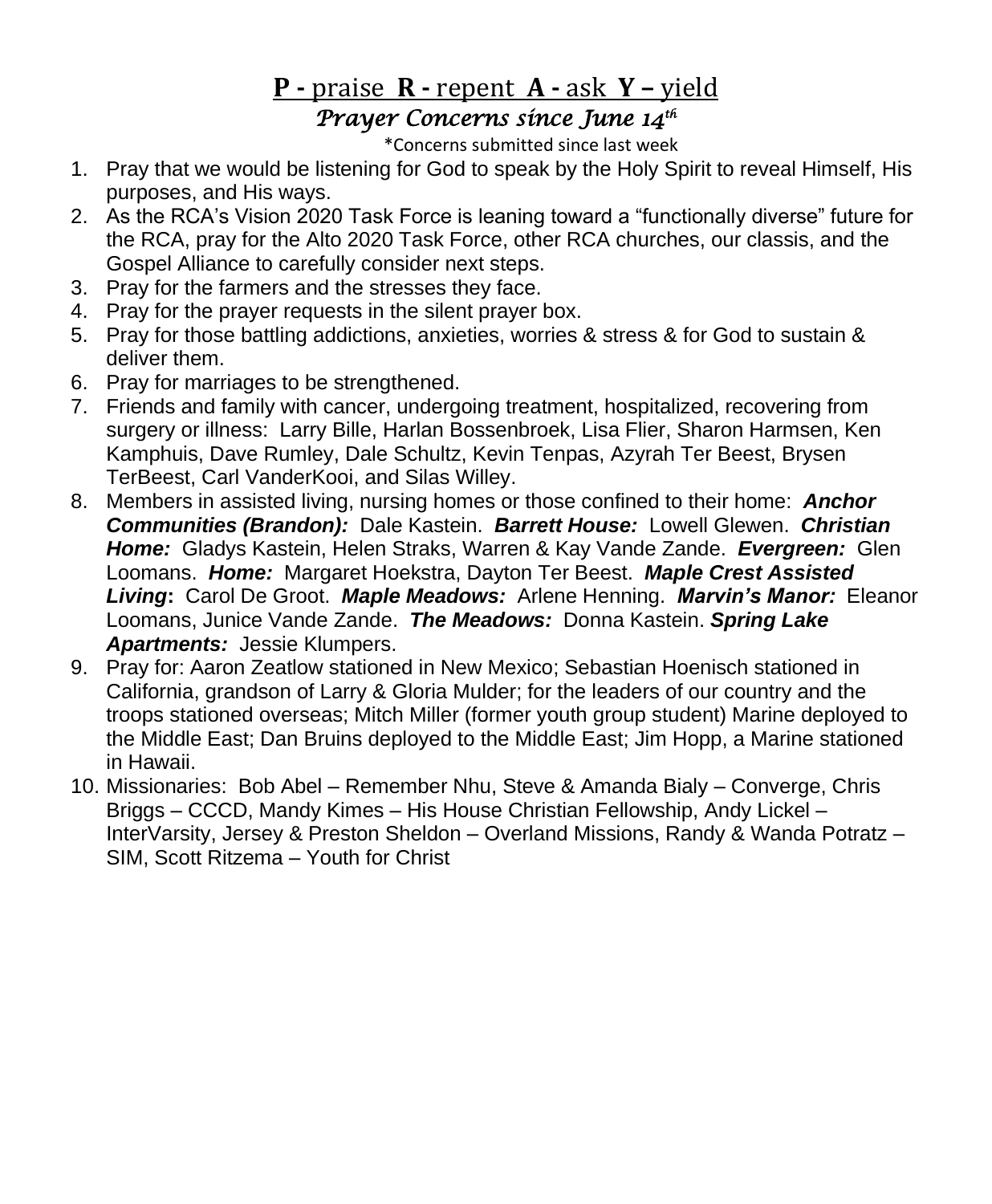# **P -** praise **R -** repent **A -** ask **Y –** yield

## *Prayer Concerns since June 14th*

\*Concerns submitted since last week

1. Pray that we would be listening for God to speak by the Holy Spirit to reveal Himself, His purposes, and His ways.
2. As the RCA's Vision 2020 Task Force is leaning toward a "functionally diverse" future for the RCA, pray for the Alto 2020 Task Force, other RCA churches, our classis, and the Gospel Alliance to carefully consider next steps.
3. Pray for the farmers and the stresses they face.
4. Pray for the prayer requests in the silent prayer box.
5. Pray for those battling addictions, anxieties, worries & stress & for God to sustain & deliver them.
6. Pray for marriages to be strengthened.
7. Friends and family with cancer, undergoing treatment, hospitalized, recovering from surgery or illness: Larry Bille, Harlan Bossenbroek, Lisa Flier, Sharon Harmsen, Ken Kamphuis, Dave Rumley, Dale Schultz, Kevin Tenpas, Azyrah Ter Beest, Brysen TerBeest, Carl VanderKooi, and Silas Willey.
8. Members in assisted living, nursing homes or those confined to their home: ***Anchor Communities (Brandon):*** Dale Kastein. ***Barrett House:*** Lowell Glewen. ***Christian Home:*** Gladys Kastein, Helen Straks, Warren & Kay Vande Zande. ***Evergreen:*** Glen Loomans. ***Home:*** Margaret Hoekstra, Dayton Ter Beest. ***Maple Crest Assisted Living*****:** Carol De Groot. ***Maple Meadows:*** Arlene Henning. ***Marvin's Manor:*** Eleanor Loomans, Junice Vande Zande. ***The Meadows:*** Donna Kastein. ***Spring Lake Apartments:*** Jessie Klumpers.
9. Pray for: Aaron Zeatlow stationed in New Mexico; Sebastian Hoenisch stationed in California, grandson of Larry & Gloria Mulder; for the leaders of our country and the troops stationed overseas; Mitch Miller (former youth group student) Marine deployed to the Middle East; Dan Bruins deployed to the Middle East; Jim Hopp, a Marine stationed in Hawaii.
10. Missionaries: Bob Abel – Remember Nhu, Steve & Amanda Bialy – Converge, Chris Briggs – CCCD, Mandy Kimes – His House Christian Fellowship, Andy Lickel – InterVarsity, Jersey & Preston Sheldon – Overland Missions, Randy & Wanda Potratz – SIM, Scott Ritzema – Youth for Christ